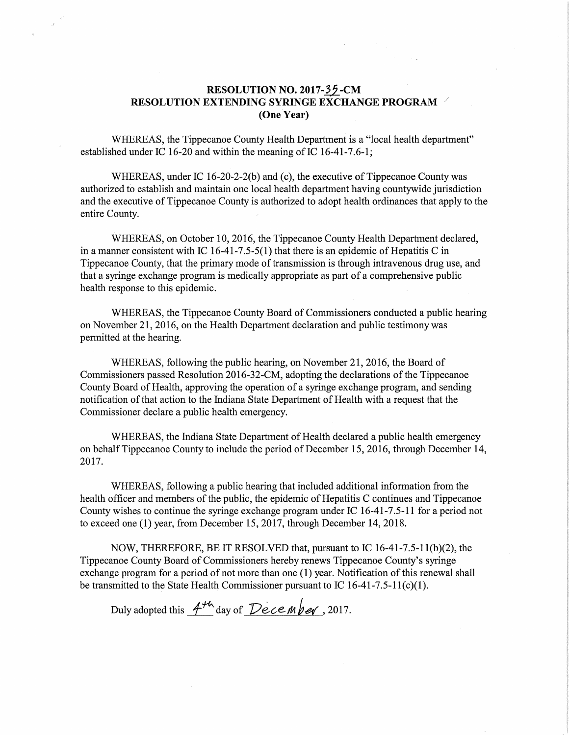# RESOLUTION NO. 2017-35-CM
# RESOLUTION EXTENDING SYRINGE EXCHANGE PROGRAM
# (One Year)

WHEREAS, the Tippecanoe County Health Department is a "local health department" established under IC 16-20 and within the meaning of IC 16-41-7.6-1;

WHEREAS, under IC 16-20-2-2(b) and (c), the executive of Tippecanoe County was authorized to establish and maintain one local health department having countywide jurisdiction and the executive of Tippecanoe County is authorized to adopt health ordinances that apply to the entire County.

WHEREAS, on October 10, 2016, the Tippecanoe County Health Department declared, in a manner consistent with IC 16-41-7.5-5(1) that there is an epidemic of Hepatitis C in Tippecanoe County, that the primary mode of transmission is through intravenous drug use, and that a syringe exchange program is medically appropriate as part of a comprehensive public health response to this epidemic.

WHEREAS, the Tippecanoe County Board of Commissioners conducted a public hearing on November 21, 2016, on the Health Department declaration and public testimony was permitted at the hearing.

WHEREAS, following the public hearing, on November 21, 2016, the Board of Commissioners passed Resolution 2016-32-CM, adopting the declarations of the Tippecanoe County Board of Health, approving the operation of a syringe exchange program, and sending notification of that action to the Indiana State Department of Health with a request that the Commissioner declare a public health emergency.

WHEREAS, the Indiana State Department of Health declared a public health emergency on behalf Tippecanoe County to include the period of December 15, 2016, through December 14, 2017.

WHEREAS, following a public hearing that included additional information from the health officer and members of the public, the epidemic of Hepatitis C continues and Tippecanoe County wishes to continue the syringe exchange program under IC 16-41-7.5-11 for a period not to exceed one (1) year, from December 15, 2017, through December 14, 2018.

NOW, THEREFORE, BE IT RESOLVED that, pursuant to IC 16-41-7.5-11(b)(2), the Tippecanoe County Board of Commissioners hereby renews Tippecanoe County's syringe exchange program for a period of not more than one (1) year. Notification of this renewal shall be transmitted to the State Health Commissioner pursuant to IC 16-41-7.5-11(c)(1).

Duly adopted this 4th day of December, 2017.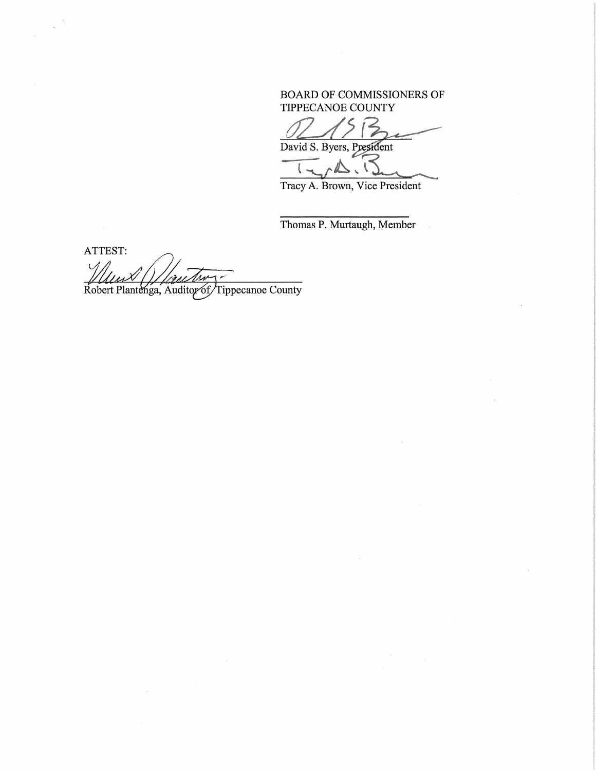BOARD OF COMMISSIONERS OF
TIPPECANOE COUNTY

\_\_\_\_\_\_\_\_\_\_\_\_\_\_\_\_\_\_\_\_\_\_\_\_
David S. Byers, President

\_\_\_\_\_\_\_\_\_\_\_\_\_\_\_\_\_\_\_\_\_\_\_\_
Tracy A. Brown, Vice President

\_\_\_\_\_\_\_\_\_\_\_\_\_\_\_\_\_\_\_\_\_\_\_\_
Thomas P. Murtaugh, Member

ATTEST:

\_\_\_\_\_\_\_\_\_\_\_\_\_\_\_\_\_\_\_\_\_\_\_\_
Robert Plantenga, Auditor of Tippecanoe County